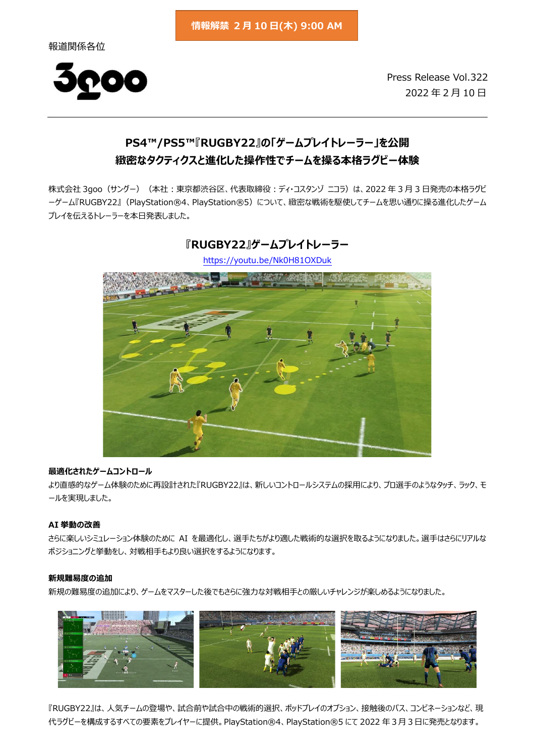情報解禁 2月10日(木) 9:00 AM

報道関係各位

3goo

Press Release Vol.322
2022年2月10日

## PS4™/PS5™『RUGBY22』の「ゲームプレイトレーラー」を公開
## 緻密なタクティクスと進化した操作性でチームを操る本格ラグビー体験

株式会社 3goo（サングー）（本社：東京都渋谷区、代表取締役：ディ・コスタンゾ ニコラ）は、2022年3月3日発売の本格ラグビーゲーム『RUGBY22』（PlayStation®4、PlayStation®5）について、緻密な戦術を駆使してチームを思い通りに操る進化したゲームプレイを伝えるトレーラーを本日発表しました。

### 『RUGBY22』ゲームプレイトレーラー

https://youtu.be/Nk0H81OXDuk

**最適化されたゲームコントロール**

より直感的なゲーム体験のために再設計された『RUGBY22』は、新しいコントロールシステムの採用により、プロ選手のようなタッチ、ラック、モールを実現しました。

**AI 挙動の改善**

さらに楽しいシミュレーション体験のために AI を最適化し、選手たちがより適した戦術的な選択を取るようになりました。選手はさらにリアルなポジショニングと挙動をし、対戦相手もより良い選択をするようになります。

**新規難易度の追加**

新規の難易度の追加により、ゲームをマスターした後でもさらに強力な対戦相手との厳しいチャレンジが楽しめるようになりました。

『RUGBY22』は、人気チームの登場や、試合前や試合中の戦術的選択、ポッドプレイのオプション、接触後のパス、コンビネーションなど、現代ラグビーを構成するすべての要素をプレイヤーに提供。PlayStation®4、PlayStation®5 にて 2022年3月3日に発売となります。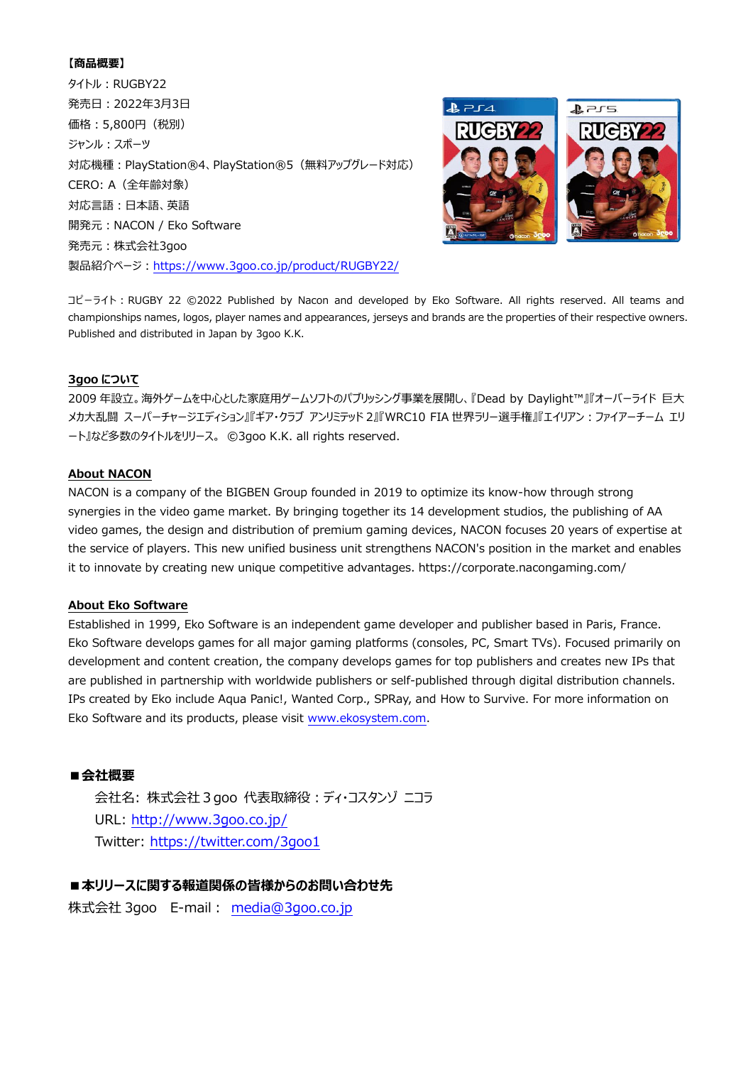**【商品概要】**

タイトル：RUGBY22
発売日：2022年3月3日
価格：5,800円（税別）
ジャンル：スポーツ
対応機種：PlayStation®4、PlayStation®5（無料アップグレード対応）
CERO: A（全年齢対象）
対応言語：日本語、英語
開発元：NACON / Eko Software
発売元：株式会社3goo
製品紹介ページ：https://www.3goo.co.jp/product/RUGBY22/

コピーライト：RUGBY 22 ©2022 Published by Nacon and developed by Eko Software. All rights reserved. All teams and championships names, logos, player names and appearances, jerseys and brands are the properties of their respective owners. Published and distributed in Japan by 3goo K.K.

**3goo について**

2009 年設立。海外ゲームを中心とした家庭用ゲームソフトのパブリッシング事業を展開し、『Dead by Daylight™』『オーバーライド 巨大メカ大乱闘 スーパーチャージエディション』『ギア・クラブ アンリミテッド 2』『WRC10 FIA 世界ラリー選手権』『エイリアン：ファイアーチーム エリート』など多数のタイトルをリリース。 ©3goo K.K. all rights reserved.

**About NACON**

NACON is a company of the BIGBEN Group founded in 2019 to optimize its know-how through strong synergies in the video game market. By bringing together its 14 development studios, the publishing of AA video games, the design and distribution of premium gaming devices, NACON focuses 20 years of expertise at the service of players. This new unified business unit strengthens NACON's position in the market and enables it to innovate by creating new unique competitive advantages. https://corporate.nacongaming.com/

**About Eko Software**

Established in 1999, Eko Software is an independent game developer and publisher based in Paris, France. Eko Software develops games for all major gaming platforms (consoles, PC, Smart TVs). Focused primarily on development and content creation, the company develops games for top publishers and creates new IPs that are published in partnership with worldwide publishers or self-published through digital distribution channels. IPs created by Eko include Aqua Panic!, Wanted Corp., SPRay, and How to Survive. For more information on Eko Software and its products, please visit www.ekosystem.com.

**■会社概要**

会社名: 株式会社３goo 代表取締役：ディ･コスタンゾ ニコラ
URL: http://www.3goo.co.jp/
Twitter: https://twitter.com/3goo1

**■本リリースに関する報道関係の皆様からのお問い合わせ先**

株式会社 3goo　E-mail： media@3goo.co.jp